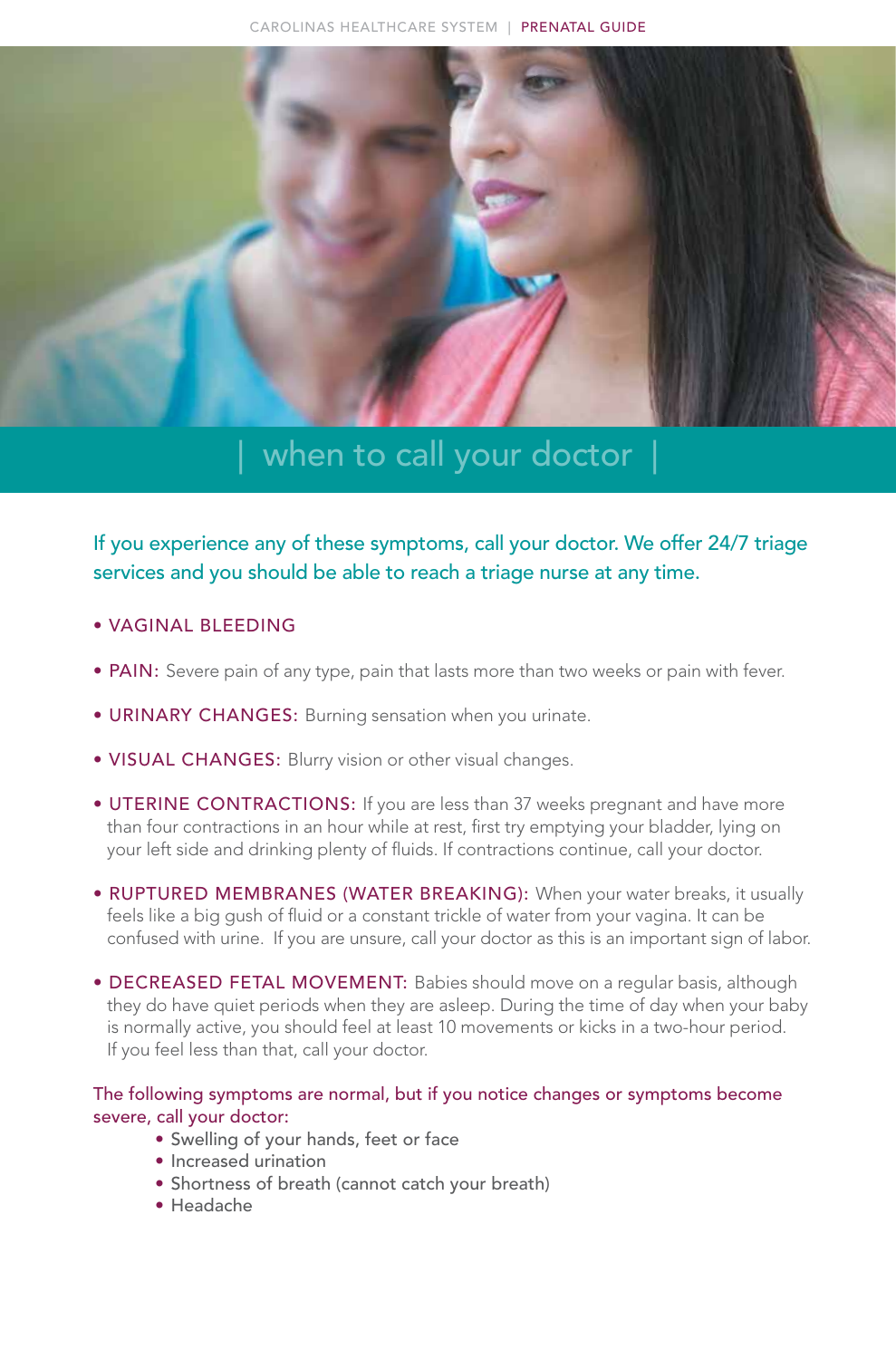# when to call your doctor

If you experience any of these symptoms, call your doctor. We offer 24/7 triage services and you should be able to reach a triage nurse at any time.

- VAGINAL BLEEDING
- PAIN: Severe pain of any type, pain that lasts more than two weeks or pain with fever.
- URINARY CHANGES: Burning sensation when you urinate.
- VISUAL CHANGES: Blurry vision or other visual changes.
- UTERINE CONTRACTIONS: If you are less than 37 weeks pregnant and have more than four contractions in an hour while at rest, first try emptying your bladder, lying on your left side and drinking plenty of fluids. If contractions continue, call your doctor.
- RUPTURED MEMBRANES (WATER BREAKING): When your water breaks, it usually feels like a big gush of fluid or a constant trickle of water from your vagina. It can be confused with urine. If you are unsure, call your doctor as this is an important sign of labor.
- DECREASED FETAL MOVEMENT: Babies should move on a regular basis, although they do have quiet periods when they are asleep. During the time of day when your baby is normally active, you should feel at least 10 movements or kicks in a two-hour period. If you feel less than that, call your doctor.

The following symptoms are normal, but if you notice changes or symptoms become severe, call your doctor:

- Swelling of your hands, feet or face
- Increased urination
- Shortness of breath (cannot catch your breath)
- Headache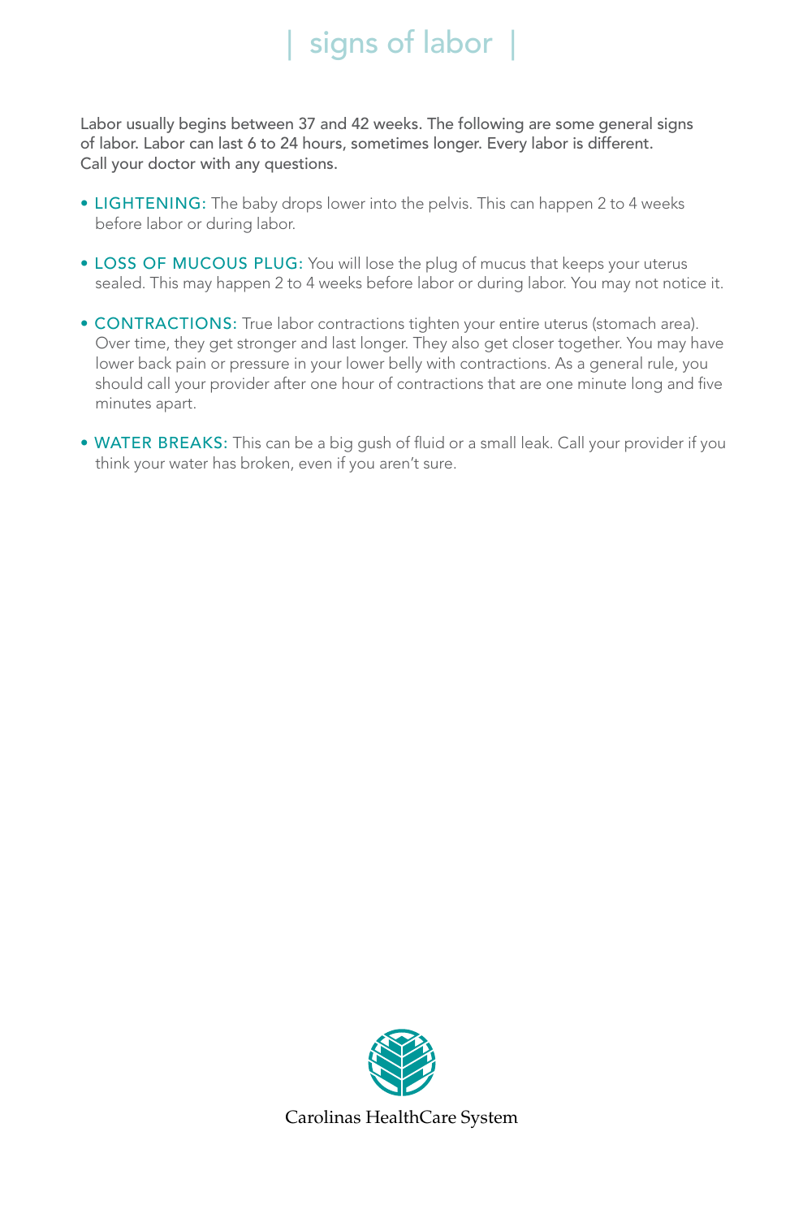# | signs of labor |

Labor usually begins between 37 and 42 weeks. The following are some general signs of labor. Labor can last 6 to 24 hours, sometimes longer. Every labor is different. Call your doctor with any questions.

- **LIGHTENING:** The baby drops lower into the pelvis. This can happen 2 to 4 weeks before labor or during labor.

- **LOSS OF MUCOUS PLUG:** You will lose the plug of mucus that keeps your uterus sealed. This may happen 2 to 4 weeks before labor or during labor. You may not notice it.

- **CONTRACTIONS:** True labor contractions tighten your entire uterus (stomach area). Over time, they get stronger and last longer. They also get closer together. You may have lower back pain or pressure in your lower belly with contractions. As a general rule, you should call your provider after one hour of contractions that are one minute long and five minutes apart.

- **WATER BREAKS:** This can be a big gush of fluid or a small leak. Call your provider if you think your water has broken, even if you aren't sure.

Carolinas HealthCare System